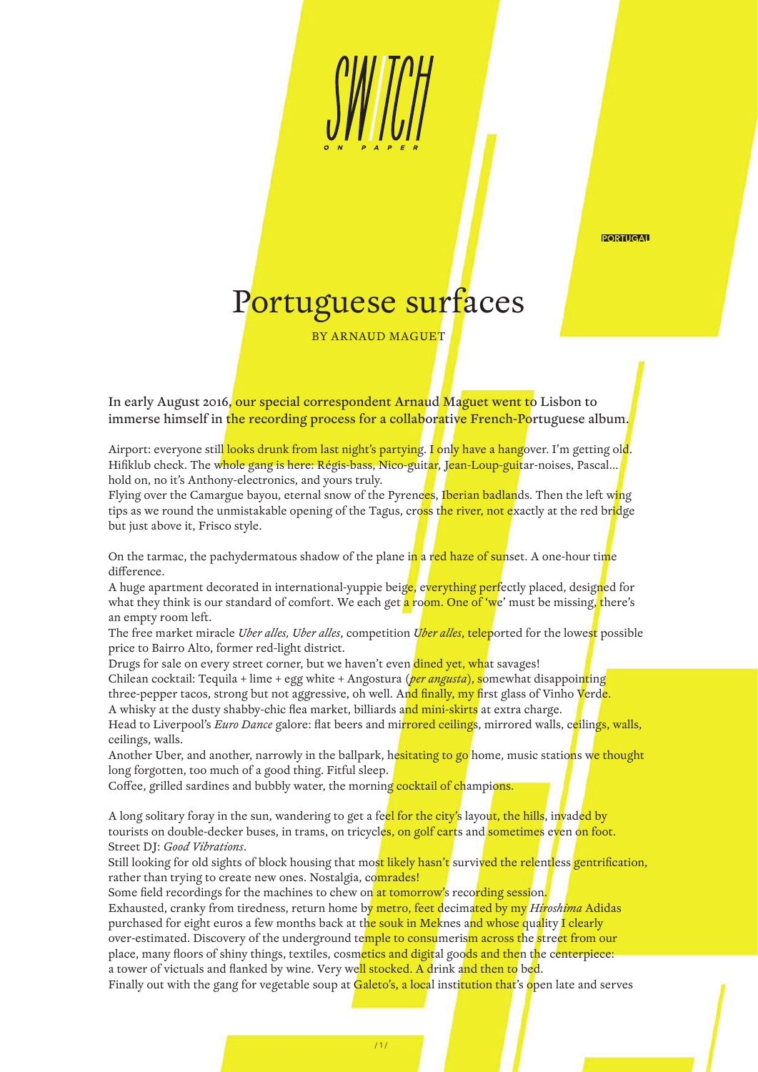PORTUGAL

# Portuguese surfaces

BY ARNAUD MAGUET

**In early August 2016, our special correspondent Arnaud Maguet went to Lisbon to immerse himself in the recording process for a collaborative French-Portuguese album.**

Airport: everyone still looks drunk from last night's partying. I only have a hangover. I'm getting old. Hifiklub check. The whole gang is here: Régis-bass, Nico-guitar, Jean-Loup-guitar-noises, Pascal… hold on, no it's Anthony-electronics, and yours truly.
Flying over the Camargue bayou, eternal snow of the Pyrenees, Iberian badlands. Then the left wing tips as we round the unmistakable opening of the Tagus, cross the river, not exactly at the red bridge but just above it, Frisco style.

On the tarmac, the pachydermatous shadow of the plane in a red haze of sunset. A one-hour time difference.
A huge apartment decorated in international-yuppie beige, everything perfectly placed, designed for what they think is our standard of comfort. We each get a room. One of 'we' must be missing, there's an empty room left.
The free market miracle *Uber alles, Uber alles*, competition *Uber alles*, teleported for the lowest possible price to Bairro Alto, former red-light district.
Drugs for sale on every street corner, but we haven't even dined yet, what savages!
Chilean cocktail: Tequila + lime + egg white + Angostura (*per angusta*), somewhat disappointing three-pepper tacos, strong but not aggressive, oh well. And finally, my first glass of Vinho Verde.
A whisky at the dusty shabby-chic flea market, billiards and mini-skirts at extra charge.
Head to Liverpool's *Euro Dance* galore: flat beers and mirrored ceilings, mirrored walls, ceilings, walls, ceilings, walls.
Another Uber, and another, narrowly in the ballpark, hesitating to go home, music stations we thought long forgotten, too much of a good thing. Fitful sleep.
Coffee, grilled sardines and bubbly water, the morning cocktail of champions.

A long solitary foray in the sun, wandering to get a feel for the city's layout, the hills, invaded by tourists on double-decker buses, in trams, on tricycles, on golf carts and sometimes even on foot.
Street DJ: *Good Vibrations*.
Still looking for old sights of block housing that most likely hasn't survived the relentless gentrification, rather than trying to create new ones. Nostalgia, comrades!
Some field recordings for the machines to chew on at tomorrow's recording session.
Exhausted, cranky from tiredness, return home by metro, feet decimated by my *Hiroshima* Adidas purchased for eight euros a few months back at the souk in Meknes and whose quality I clearly over-estimated. Discovery of the underground temple to consumerism across the street from our place, many floors of shiny things, textiles, cosmetics and digital goods and then the centerpiece: a tower of victuals and flanked by wine. Very well stocked. A drink and then to bed.
Finally out with the gang for vegetable soup at Galeto's, a local institution that's open late and serves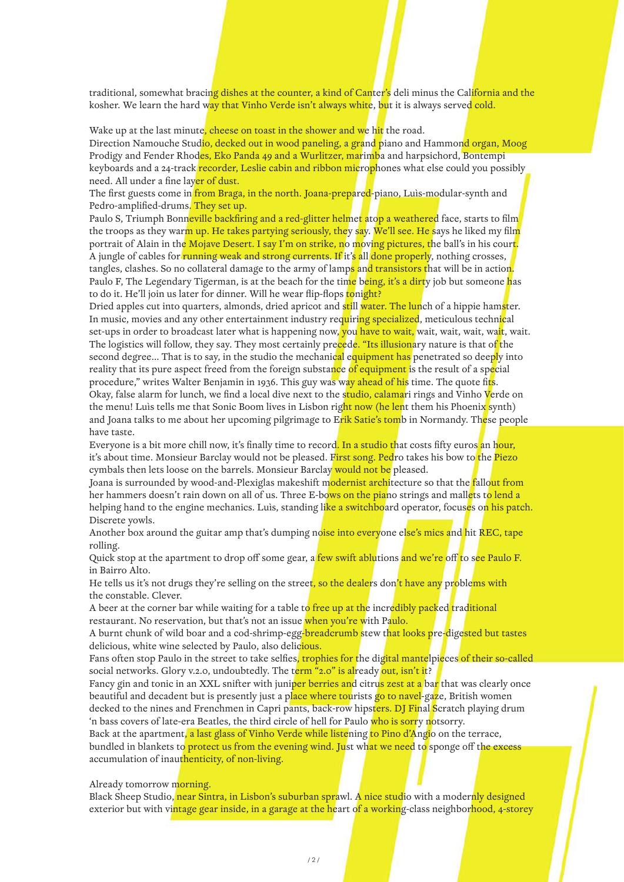traditional, somewhat bracing dishes at the counter, a kind of Canter's deli minus the California and the kosher. We learn the hard way that Vinho Verde isn't always white, but it is always served cold.

Wake up at the last minute, cheese on toast in the shower and we hit the road.
Direction Namouche Studio, decked out in wood paneling, a grand piano and Hammond organ, Moog Prodigy and Fender Rhodes, Eko Panda 49 and a Wurlitzer, marimba and harpsichord, Bontempi keyboards and a 24-track recorder, Leslie cabin and ribbon microphones what else could you possibly need. All under a fine layer of dust.
The first guests come in from Braga, in the north. Joana-prepared-piano, Luìs-modular-synth and Pedro-amplified-drums. They set up.
Paulo S, Triumph Bonneville backfiring and a red-glitter helmet atop a weathered face, starts to film the troops as they warm up. He takes partying seriously, they say. We'll see. He says he liked my film portrait of Alain in the Mojave Desert. I say I'm on strike, no moving pictures, the ball's in his court.
A jungle of cables for running weak and strong currents. If it's all done properly, nothing crosses, tangles, clashes. So no collateral damage to the army of lamps and transistors that will be in action.
Paulo F, The Legendary Tigerman, is at the beach for the time being, it's a dirty job but someone has to do it. He'll join us later for dinner. Will he wear flip-flops tonight?
Dried apples cut into quarters, almonds, dried apricot and still water. The lunch of a hippie hamster.
In music, movies and any other entertainment industry requiring specialized, meticulous technical set-ups in order to broadcast later what is happening now, you have to wait, wait, wait, wait, wait.
The logistics will follow, they say. They most certainly precede. "Its illusionary nature is that of the second degree… That is to say, in the studio the mechanical equipment has penetrated so deeply into reality that its pure aspect freed from the foreign substance of equipment is the result of a special procedure," writes Walter Benjamin in 1936. This guy was way ahead of his time. The quote fits.
Okay, false alarm for lunch, we find a local dive next to the studio, calamari rings and Vinho Verde on the menu! Luìs tells me that Sonic Boom lives in Lisbon right now (he lent them his Phoenix synth) and Joana talks to me about her upcoming pilgrimage to Erik Satie's tomb in Normandy. These people have taste.
Everyone is a bit more chill now, it's finally time to record. In a studio that costs fifty euros an hour, it's about time. Monsieur Barclay would not be pleased. First song. Pedro takes his bow to the Piezo cymbals then lets loose on the barrels. Monsieur Barclay would not be pleased.
Joana is surrounded by wood-and-Plexiglas makeshift modernist architecture so that the fallout from her hammers doesn't rain down on all of us. Three E-bows on the piano strings and mallets to lend a helping hand to the engine mechanics. Luìs, standing like a switchboard operator, focuses on his patch. Discrete yowls.
Another box around the guitar amp that's dumping noise into everyone else's mics and hit REC, tape rolling.
Quick stop at the apartment to drop off some gear, a few swift ablutions and we're off to see Paulo F. in Bairro Alto.
He tells us it's not drugs they're selling on the street, so the dealers don't have any problems with the constable. Clever.
A beer at the corner bar while waiting for a table to free up at the incredibly packed traditional restaurant. No reservation, but that's not an issue when you're with Paulo.
A burnt chunk of wild boar and a cod-shrimp-egg-breadcrumb stew that looks pre-digested but tastes delicious, white wine selected by Paulo, also delicious.
Fans often stop Paulo in the street to take selfies, trophies for the digital mantelpieces of their so-called social networks. Glory v.2.0, undoubtedly. The term "2.0" is already out, isn't it?
Fancy gin and tonic in an XXL snifter with juniper berries and citrus zest at a bar that was clearly once beautiful and decadent but is presently just a place where tourists go to navel-gaze, British women decked to the nines and Frenchmen in Capri pants, back-row hipsters. DJ Final Scratch playing drum 'n bass covers of late-era Beatles, the third circle of hell for Paulo who is sorry notsorry.
Back at the apartment, a last glass of Vinho Verde while listening to Pino d'Angio on the terrace, bundled in blankets to protect us from the evening wind. Just what we need to sponge off the excess accumulation of inauthenticity, of non-living.

Already tomorrow morning.
Black Sheep Studio, near Sintra, in Lisbon's suburban sprawl. A nice studio with a modernly designed exterior but with vintage gear inside, in a garage at the heart of a working-class neighborhood, 4-storey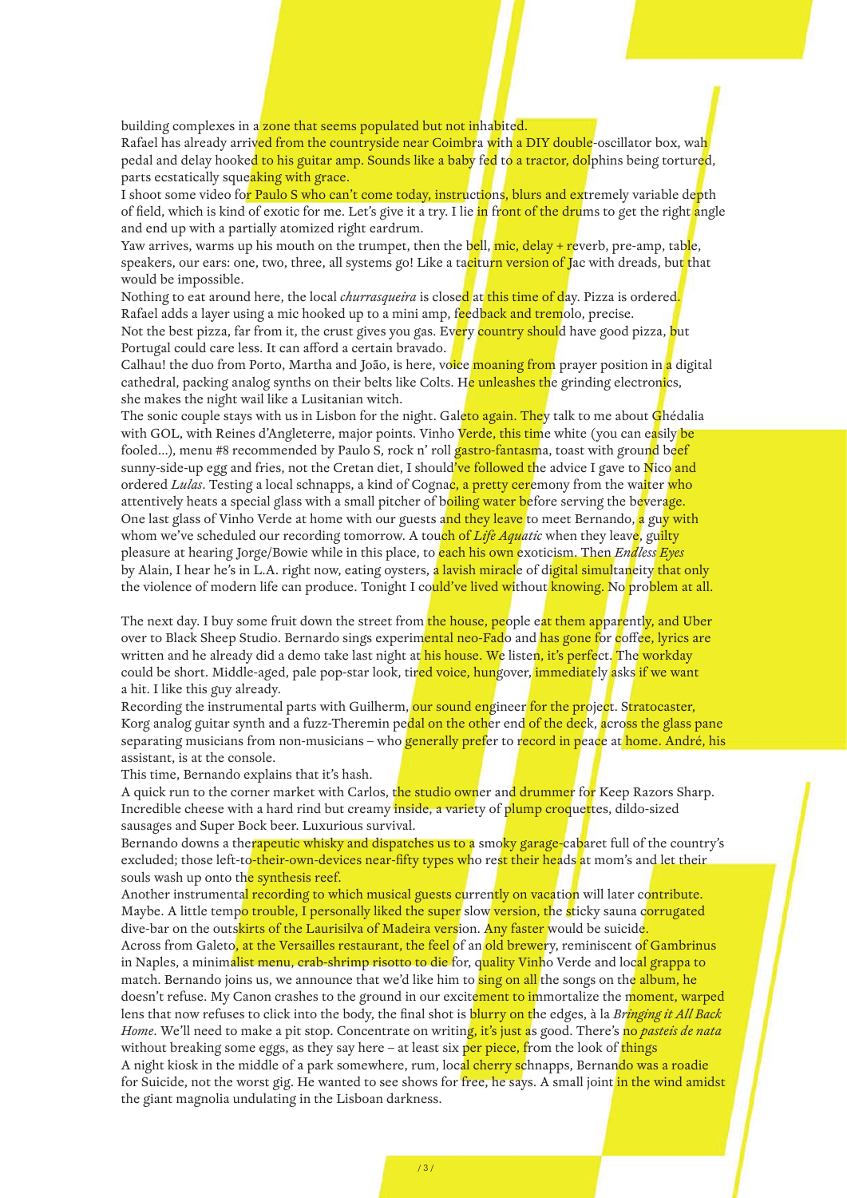building complexes in a zone that seems populated but not inhabited.
Rafael has already arrived from the countryside near Coimbra with a DIY double-oscillator box, wah pedal and delay hooked to his guitar amp. Sounds like a baby fed to a tractor, dolphins being tortured, parts ecstatically squeaking with grace.
I shoot some video for Paulo S who can't come today, instructions, blurs and extremely variable depth of field, which is kind of exotic for me. Let's give it a try. I lie in front of the drums to get the right angle and end up with a partially atomized right eardrum.
Yaw arrives, warms up his mouth on the trumpet, then the bell, mic, delay + reverb, pre-amp, table, speakers, our ears: one, two, three, all systems go! Like a taciturn version of Jac with dreads, but that would be impossible.
Nothing to eat around here, the local *churrasqueira* is closed at this time of day. Pizza is ordered.
Rafael adds a layer using a mic hooked up to a mini amp, feedback and tremolo, precise.
Not the best pizza, far from it, the crust gives you gas. Every country should have good pizza, but Portugal could care less. It can afford a certain bravado.
Calhau! the duo from Porto, Martha and João, is here, voice moaning from prayer position in a digital cathedral, packing analog synths on their belts like Colts. He unleashes the grinding electronics, she makes the night wail like a Lusitanian witch.
The sonic couple stays with us in Lisbon for the night. Galeto again. They talk to me about Ghédalia with GOL, with Reines d'Angleterre, major points. Vinho Verde, this time white (you can easily be fooled...), menu #8 recommended by Paulo S, rock n' roll gastro-fantasma, toast with ground beef sunny-side-up egg and fries, not the Cretan diet, I should've followed the advice I gave to Nico and ordered *Lulas*. Testing a local schnapps, a kind of Cognac, a pretty ceremony from the waiter who attentively heats a special glass with a small pitcher of boiling water before serving the beverage.
One last glass of Vinho Verde at home with our guests and they leave to meet Bernando, a guy with whom we've scheduled our recording tomorrow. A touch of *Life Aquatic* when they leave, guilty pleasure at hearing Jorge/Bowie while in this place, to each his own exoticism. Then *Endless Eyes* by Alain, I hear he's in L.A. right now, eating oysters, a lavish miracle of digital simultaneity that only the violence of modern life can produce. Tonight I could've lived without knowing. No problem at all.

The next day. I buy some fruit down the street from the house, people eat them apparently, and Uber over to Black Sheep Studio. Bernardo sings experimental neo-Fado and has gone for coffee, lyrics are written and he already did a demo take last night at his house. We listen, it's perfect. The workday could be short. Middle-aged, pale pop-star look, tired voice, hungover, immediately asks if we want a hit. I like this guy already.
Recording the instrumental parts with Guilherm, our sound engineer for the project. Stratocaster, Korg analog guitar synth and a fuzz-Theremin pedal on the other end of the deck, across the glass pane separating musicians from non-musicians – who generally prefer to record in peace at home. André, his assistant, is at the console.
This time, Bernando explains that it's hash.
A quick run to the corner market with Carlos, the studio owner and drummer for Keep Razors Sharp. Incredible cheese with a hard rind but creamy inside, a variety of plump croquettes, dildo-sized sausages and Super Bock beer. Luxurious survival.
Bernando downs a therapeutic whisky and dispatches us to a smoky garage-cabaret full of the country's excluded; those left-to-their-own-devices near-fifty types who rest their heads at mom's and let their souls wash up onto the synthesis reef.
Another instrumental recording to which musical guests currently on vacation will later contribute. Maybe. A little tempo trouble, I personally liked the super slow version, the sticky sauna corrugated dive-bar on the outskirts of the Laurisilva of Madeira version. Any faster would be suicide.
Across from Galeto, at the Versailles restaurant, the feel of an old brewery, reminiscent of Gambrinus in Naples, a minimalist menu, crab-shrimp risotto to die for, quality Vinho Verde and local grappa to match. Bernando joins us, we announce that we'd like him to sing on all the songs on the album, he doesn't refuse. My Canon crashes to the ground in our excitement to immortalize the moment, warped lens that now refuses to click into the body, the final shot is blurry on the edges, à la *Bringing it All Back Home*. We'll need to make a pit stop. Concentrate on writing, it's just as good. There's no *pasteis de nata* without breaking some eggs, as they say here – at least six per piece, from the look of things
A night kiosk in the middle of a park somewhere, rum, local cherry schnapps, Bernando was a roadie for Suicide, not the worst gig. He wanted to see shows for free, he says. A small joint in the wind amidst the giant magnolia undulating in the Lisboan darkness.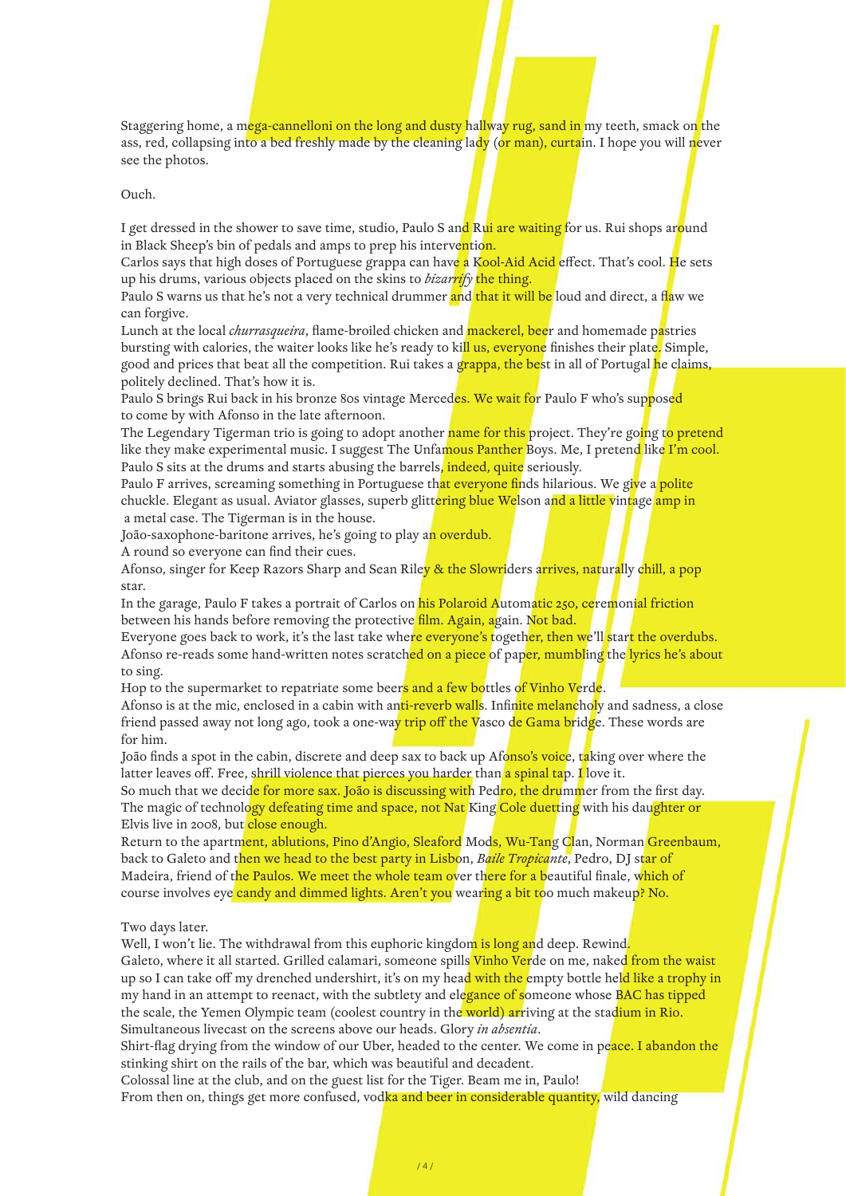Staggering home, a mega-cannelloni on the long and dusty hallway rug, sand in my teeth, smack on the ass, red, collapsing into a bed freshly made by the cleaning lady (or man), curtain. I hope you will never see the photos.

Ouch.

I get dressed in the shower to save time, studio, Paulo S and Rui are waiting for us. Rui shops around in Black Sheep's bin of pedals and amps to prep his intervention.
Carlos says that high doses of Portuguese grappa can have a Kool-Aid Acid effect. That's cool. He sets up his drums, various objects placed on the skins to *bizarrify* the thing.
Paulo S warns us that he's not a very technical drummer and that it will be loud and direct, a flaw we can forgive.
Lunch at the local *churrasqueira*, flame-broiled chicken and mackerel, beer and homemade pastries bursting with calories, the waiter looks like he's ready to kill us, everyone finishes their plate. Simple, good and prices that beat all the competition. Rui takes a grappa, the best in all of Portugal he claims, politely declined. That's how it is.
Paulo S brings Rui back in his bronze 80s vintage Mercedes. We wait for Paulo F who's supposed to come by with Afonso in the late afternoon.
The Legendary Tigerman trio is going to adopt another name for this project. They're going to pretend like they make experimental music. I suggest The Unfamous Panther Boys. Me, I pretend like I'm cool.
Paulo S sits at the drums and starts abusing the barrels, indeed, quite seriously.
Paulo F arrives, screaming something in Portuguese that everyone finds hilarious. We give a polite chuckle. Elegant as usual. Aviator glasses, superb glittering blue Welson and a little vintage amp in a metal case. The Tigerman is in the house.
João-saxophone-baritone arrives, he's going to play an overdub.
A round so everyone can find their cues.
Afonso, singer for Keep Razors Sharp and Sean Riley & the Slowriders arrives, naturally chill, a pop star.
In the garage, Paulo F takes a portrait of Carlos on his Polaroid Automatic 250, ceremonial friction between his hands before removing the protective film. Again, again. Not bad.
Everyone goes back to work, it's the last take where everyone's together, then we'll start the overdubs.
Afonso re-reads some hand-written notes scratched on a piece of paper, mumbling the lyrics he's about to sing.
Hop to the supermarket to repatriate some beers and a few bottles of Vinho Verde.
Afonso is at the mic, enclosed in a cabin with anti-reverb walls. Infinite melancholy and sadness, a close friend passed away not long ago, took a one-way trip off the Vasco de Gama bridge. These words are for him.
João finds a spot in the cabin, discrete and deep sax to back up Afonso's voice, taking over where the latter leaves off. Free, shrill violence that pierces you harder than a spinal tap. I love it.
So much that we decide for more sax. João is discussing with Pedro, the drummer from the first day.
The magic of technology defeating time and space, not Nat King Cole duetting with his daughter or Elvis live in 2008, but close enough.
Return to the apartment, ablutions, Pino d'Angio, Sleaford Mods, Wu-Tang Clan, Norman Greenbaum, back to Galeto and then we head to the best party in Lisbon, *Baile Tropicante*, Pedro, DJ star of Madeira, friend of the Paulos. We meet the whole team over there for a beautiful finale, which of course involves eye candy and dimmed lights. Aren't you wearing a bit too much makeup? No.

Two days later.
Well, I won't lie. The withdrawal from this euphoric kingdom is long and deep. Rewind.
Galeto, where it all started. Grilled calamari, someone spills Vinho Verde on me, naked from the waist up so I can take off my drenched undershirt, it's on my head with the empty bottle held like a trophy in my hand in an attempt to reenact, with the subtlety and elegance of someone whose BAC has tipped the scale, the Yemen Olympic team (coolest country in the world) arriving at the stadium in Rio.
Simultaneous livecast on the screens above our heads. Glory *in absentia*.
Shirt-flag drying from the window of our Uber, headed to the center. We come in peace. I abandon the stinking shirt on the rails of the bar, which was beautiful and decadent.
Colossal line at the club, and on the guest list for the Tiger. Beam me in, Paulo!
From then on, things get more confused, vodka and beer in considerable quantity, wild dancing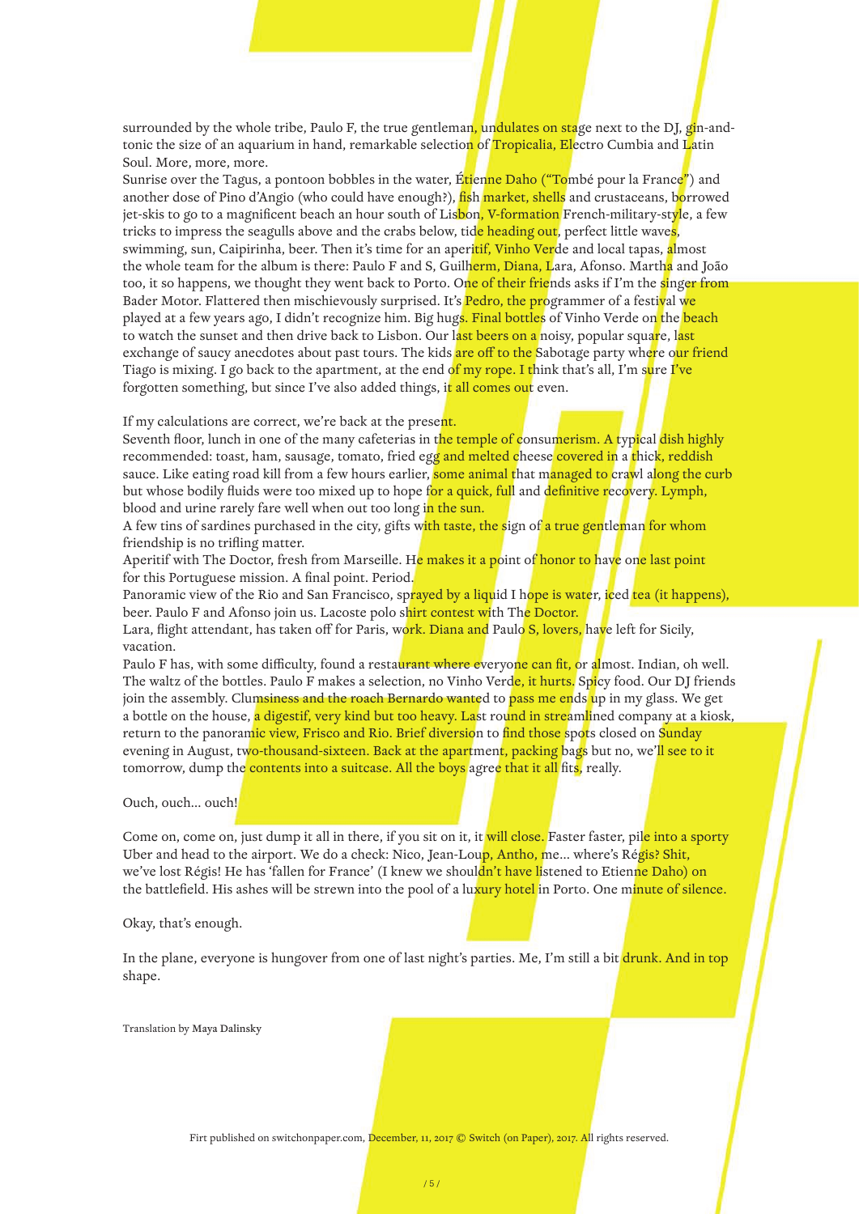surrounded by the whole tribe, Paulo F, the true gentleman, undulates on stage next to the DJ, gin-and-tonic the size of an aquarium in hand, remarkable selection of Tropicalia, Electro Cumbia and Latin Soul. More, more, more.

Sunrise over the Tagus, a pontoon bobbles in the water, Étienne Daho ("Tombé pour la France") and another dose of Pino d'Angio (who could have enough?), fish market, shells and crustaceans, borrowed jet-skis to go to a magnificent beach an hour south of Lisbon, V-formation French-military-style, a few tricks to impress the seagulls above and the crabs below, tide heading out, perfect little waves, swimming, sun, Caipirinha, beer. Then it's time for an aperitif, Vinho Verde and local tapas, almost the whole team for the album is there: Paulo F and S, Guilherm, Diana, Lara, Afonso. Martha and João too, it so happens, we thought they went back to Porto. One of their friends asks if I'm the singer from Bader Motor. Flattered then mischievously surprised. It's Pedro, the programmer of a festival we played at a few years ago, I didn't recognize him. Big hugs. Final bottles of Vinho Verde on the beach to watch the sunset and then drive back to Lisbon. Our last beers on a noisy, popular square, last exchange of saucy anecdotes about past tours. The kids are off to the Sabotage party where our friend Tiago is mixing. I go back to the apartment, at the end of my rope. I think that's all, I'm sure I've forgotten something, but since I've also added things, it all comes out even.

If my calculations are correct, we're back at the present.

Seventh floor, lunch in one of the many cafeterias in the temple of consumerism. A typical dish highly recommended: toast, ham, sausage, tomato, fried egg and melted cheese covered in a thick, reddish sauce. Like eating road kill from a few hours earlier, some animal that managed to crawl along the curb but whose bodily fluids were too mixed up to hope for a quick, full and definitive recovery. Lymph, blood and urine rarely fare well when out too long in the sun.

A few tins of sardines purchased in the city, gifts with taste, the sign of a true gentleman for whom friendship is no trifling matter.

Aperitif with The Doctor, fresh from Marseille. He makes it a point of honor to have one last point for this Portuguese mission. A final point. Period.

Panoramic view of the Rio and San Francisco, sprayed by a liquid I hope is water, iced tea (it happens), beer. Paulo F and Afonso join us. Lacoste polo shirt contest with The Doctor.

Lara, flight attendant, has taken off for Paris, work. Diana and Paulo S, lovers, have left for Sicily, vacation.

Paulo F has, with some difficulty, found a restaurant where everyone can fit, or almost. Indian, oh well. The waltz of the bottles. Paulo F makes a selection, no Vinho Verde, it hurts. Spicy food. Our DJ friends join the assembly. Clumsiness and the roach Bernardo wanted to pass me ends up in my glass. We get a bottle on the house, a digestif, very kind but too heavy. Last round in streamlined company at a kiosk, return to the panoramic view, Frisco and Rio. Brief diversion to find those spots closed on Sunday evening in August, two-thousand-sixteen. Back at the apartment, packing bags but no, we'll see to it tomorrow, dump the contents into a suitcase. All the boys agree that it all fits, really.

Ouch, ouch... ouch!

Come on, come on, just dump it all in there, if you sit on it, it will close. Faster faster, pile into a sporty Uber and head to the airport. We do a check: Nico, Jean-Loup, Antho, me... where's Régis? Shit, we've lost Régis! He has 'fallen for France' (I knew we shouldn't have listened to Etienne Daho) on the battlefield. His ashes will be strewn into the pool of a luxury hotel in Porto. One minute of silence.

Okay, that's enough.

In the plane, everyone is hungover from one of last night's parties. Me, I'm still a bit drunk. And in top shape.

Translation by Maya Dalinsky

Firt published on switchonpaper.com, December, 11, 2017 © Switch (on Paper), 2017. All rights reserved.